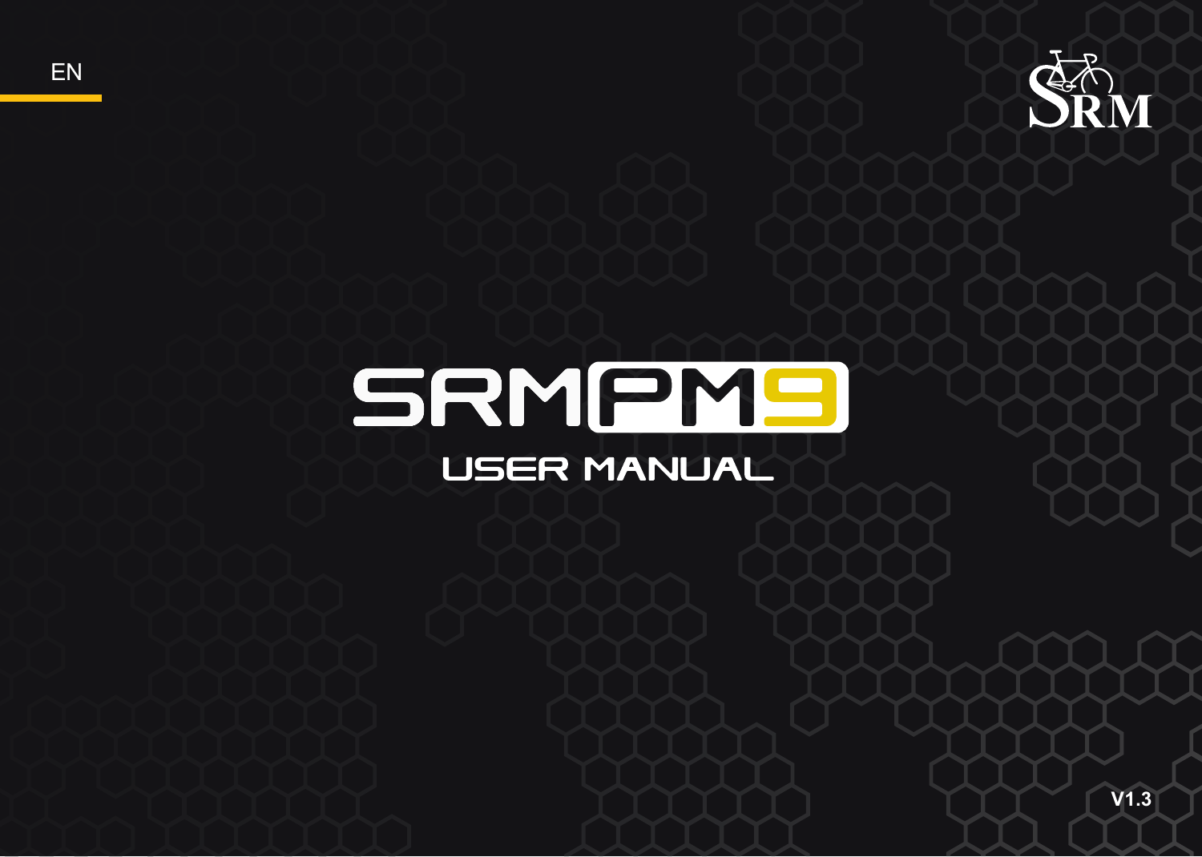EN

SRM

# SRM PM9

## USER MANUAL

V1.3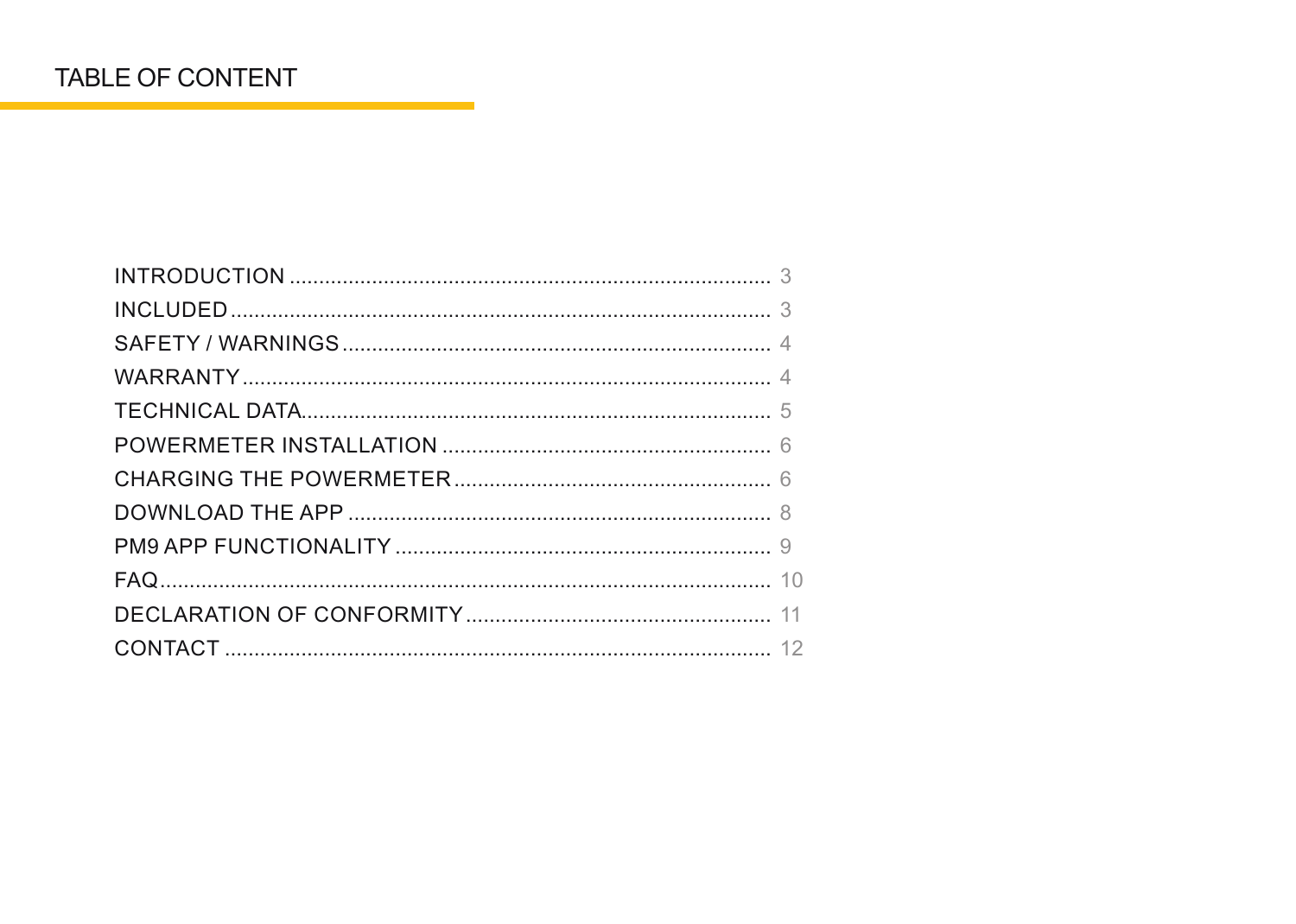# TABLE OF CONTENT

| | |
|---|---|
| INTRODUCTION | 3 |
| INCLUDED | 3 |
| SAFETY / WARNINGS | 4 |
| WARRANTY | 4 |
| TECHNICAL DATA | 5 |
| POWERMETER INSTALLATION | 6 |
| CHARGING THE POWERMETER | 6 |
| DOWNLOAD THE APP | 8 |
| PM9 APP FUNCTIONALITY | 9 |
| FAQ | 10 |
| DECLARATION OF CONFORMITY | 11 |
| CONTACT | 12 |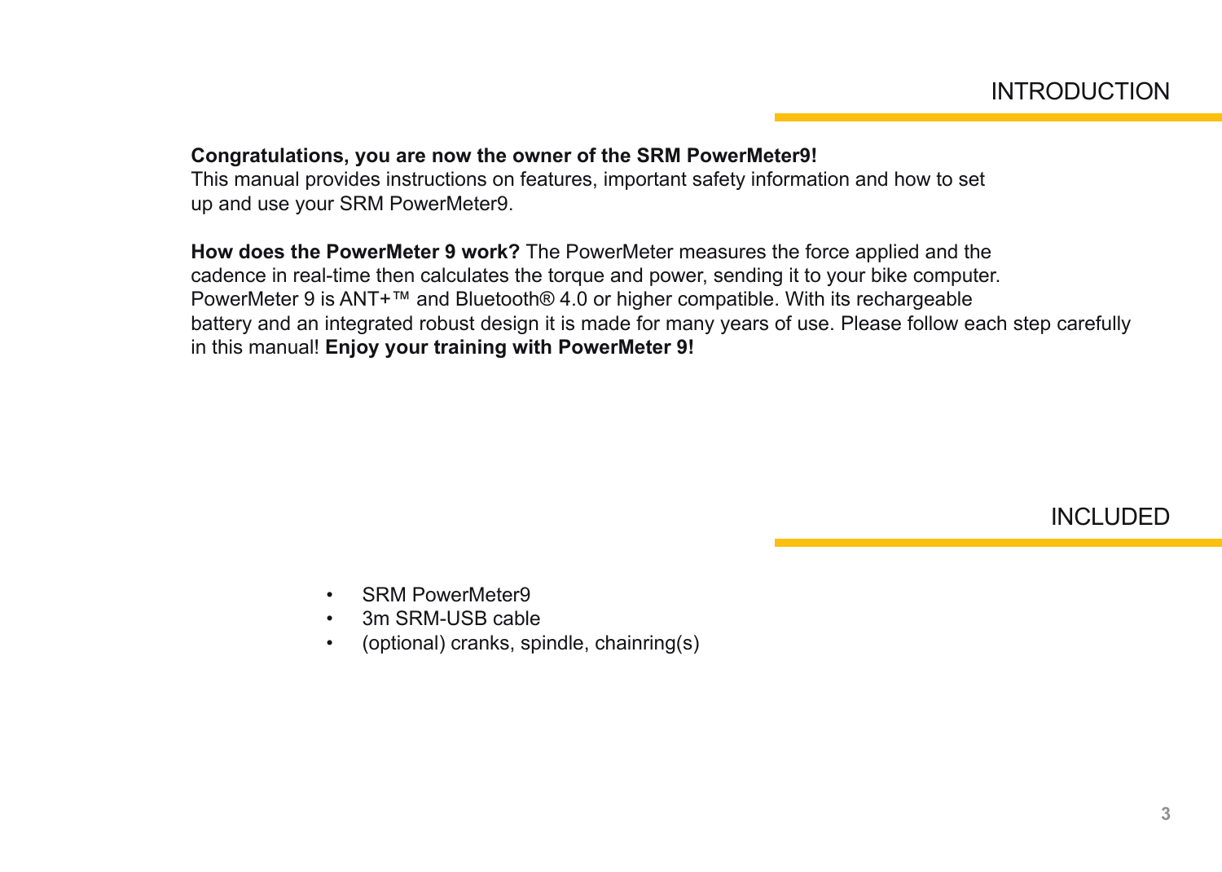## INTRODUCTION

**Congratulations, you are now the owner of the SRM PowerMeter9!**
This manual provides instructions on features, important safety information and how to set up and use your SRM PowerMeter9.

**How does the PowerMeter 9 work?** The PowerMeter measures the force applied and the cadence in real-time then calculates the torque and power, sending it to your bike computer. PowerMeter 9 is ANT+™ and Bluetooth® 4.0 or higher compatible. With its rechargeable battery and an integrated robust design it is made for many years of use. Please follow each step carefully in this manual! **Enjoy your training with PowerMeter 9!**

## INCLUDED

- SRM PowerMeter9
- 3m SRM-USB cable
- (optional) cranks, spindle, chainring(s)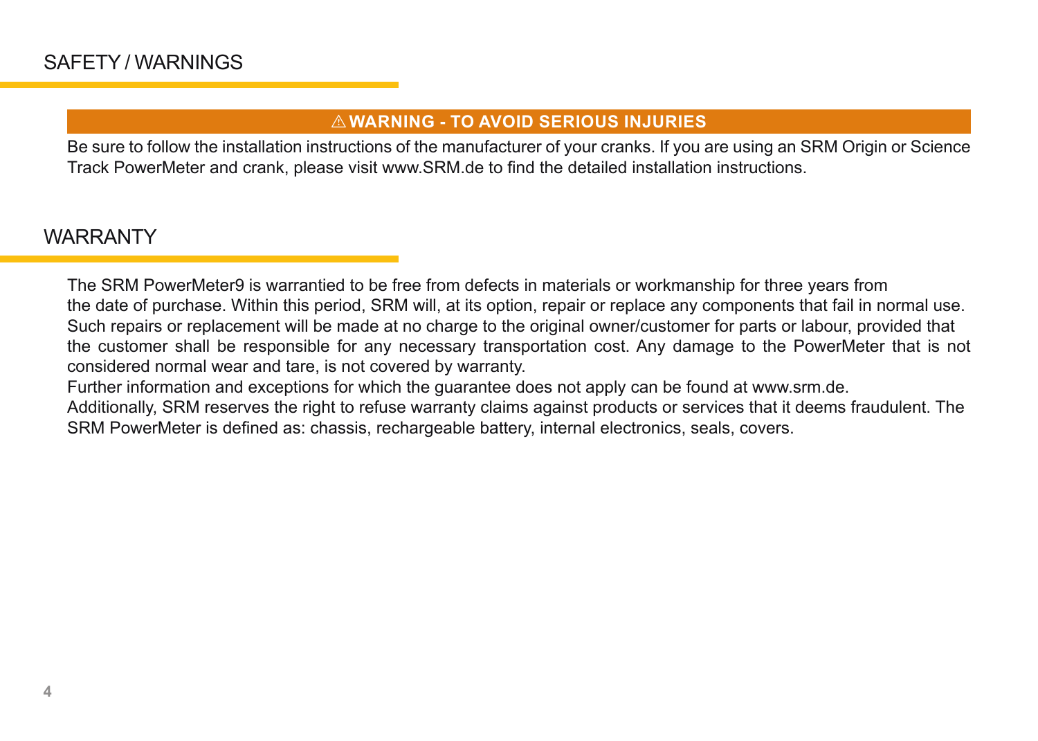## SAFETY / WARNINGS

**⚠ WARNING - TO AVOID SERIOUS INJURIES**

Be sure to follow the installation instructions of the manufacturer of your cranks. If you are using an SRM Origin or Science Track PowerMeter and crank, please visit www.SRM.de to find the detailed installation instructions.

## WARRANTY

The SRM PowerMeter9 is warrantied to be free from defects in materials or workmanship for three years from the date of purchase. Within this period, SRM will, at its option, repair or replace any components that fail in normal use. Such repairs or replacement will be made at no charge to the original owner/customer for parts or labour, provided that the customer shall be responsible for any necessary transportation cost. Any damage to the PowerMeter that is not considered normal wear and tare, is not covered by warranty.

Further information and exceptions for which the guarantee does not apply can be found at www.srm.de.

Additionally, SRM reserves the right to refuse warranty claims against products or services that it deems fraudulent. The SRM PowerMeter is defined as: chassis, rechargeable battery, internal electronics, seals, covers.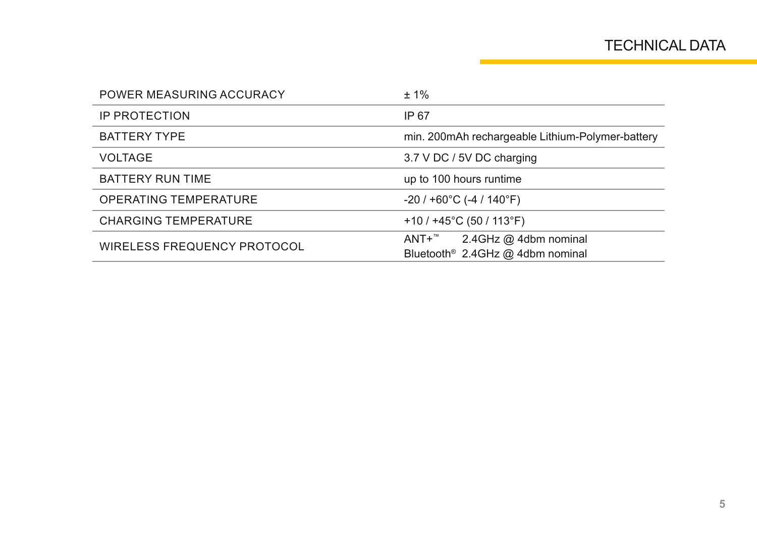# TECHNICAL DATA

| | |
|---|---|
| POWER MEASURING ACCURACY | ± 1% |
| IP PROTECTION | IP 67 |
| BATTERY TYPE | min. 200mAh rechargeable Lithium-Polymer-battery |
| VOLTAGE | 3.7 V DC / 5V DC charging |
| BATTERY RUN TIME | up to 100 hours runtime |
| OPERATING TEMPERATURE | -20 / +60°C (-4 / 140°F) |
| CHARGING TEMPERATURE | +10 / +45°C (50 / 113°F) |
| WIRELESS FREQUENCY PROTOCOL | ANT+™ 2.4GHz @ 4dbm nominal<br>Bluetooth® 2.4GHz @ 4dbm nominal |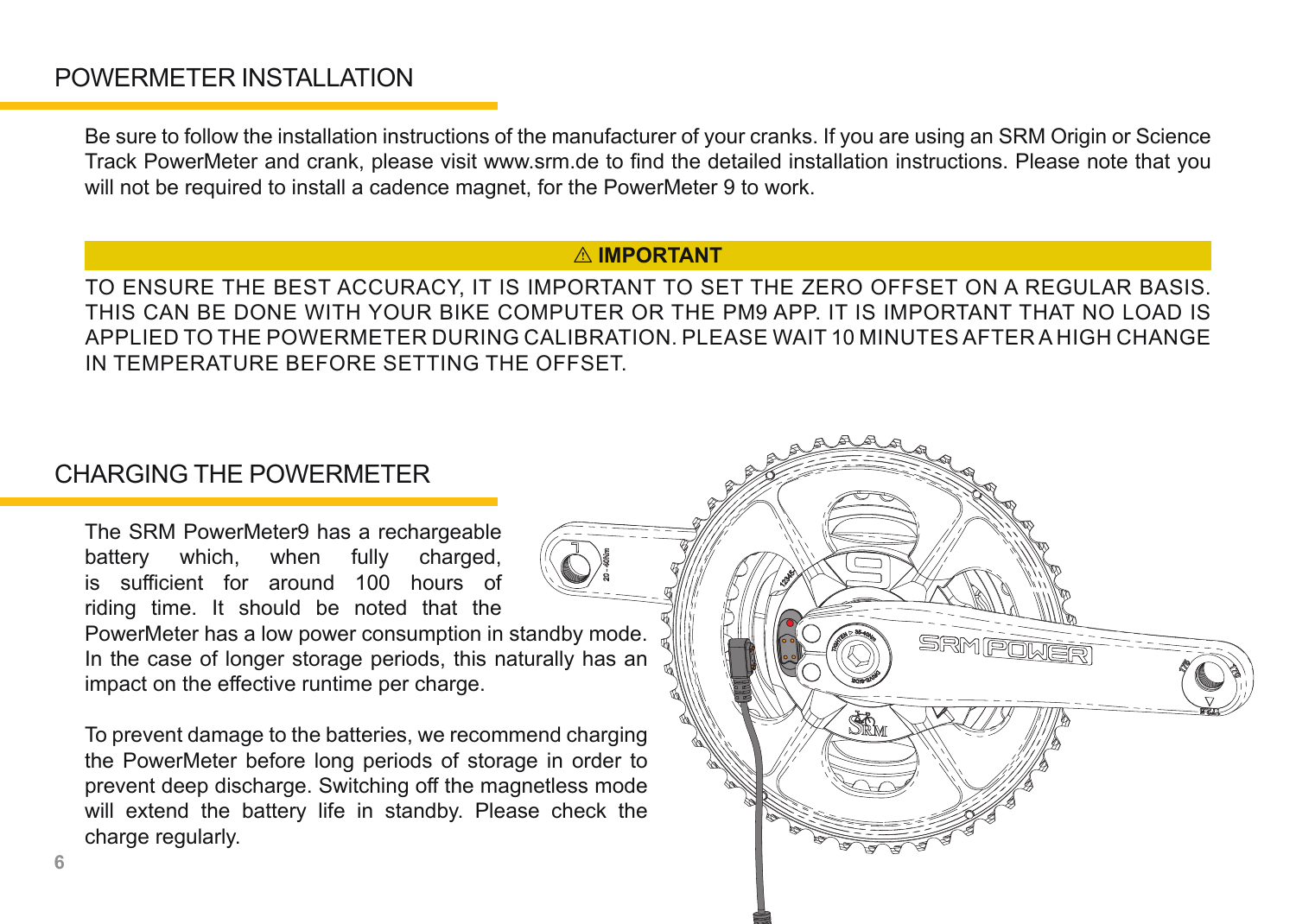## POWERMETER INSTALLATION

Be sure to follow the installation instructions of the manufacturer of your cranks. If you are using an SRM Origin or Science Track PowerMeter and crank, please visit www.srm.de to find the detailed installation instructions. Please note that you will not be required to install a cadence magnet, for the PowerMeter 9 to work.

**⚠ IMPORTANT**

TO ENSURE THE BEST ACCURACY, IT IS IMPORTANT TO SET THE ZERO OFFSET ON A REGULAR BASIS. THIS CAN BE DONE WITH YOUR BIKE COMPUTER OR THE PM9 APP. IT IS IMPORTANT THAT NO LOAD IS APPLIED TO THE POWERMETER DURING CALIBRATION. PLEASE WAIT 10 MINUTES AFTER A HIGH CHANGE IN TEMPERATURE BEFORE SETTING THE OFFSET.

## CHARGING THE POWERMETER

The SRM PowerMeter9 has a rechargeable battery which, when fully charged, is sufficient for around 100 hours of riding time. It should be noted that the PowerMeter has a low power consumption in standby mode. In the case of longer storage periods, this naturally has an impact on the effective runtime per charge.

To prevent damage to the batteries, we recommend charging the PowerMeter before long periods of storage in order to prevent deep discharge. Switching off the magnetless mode will extend the battery life in standby. Please check the charge regularly.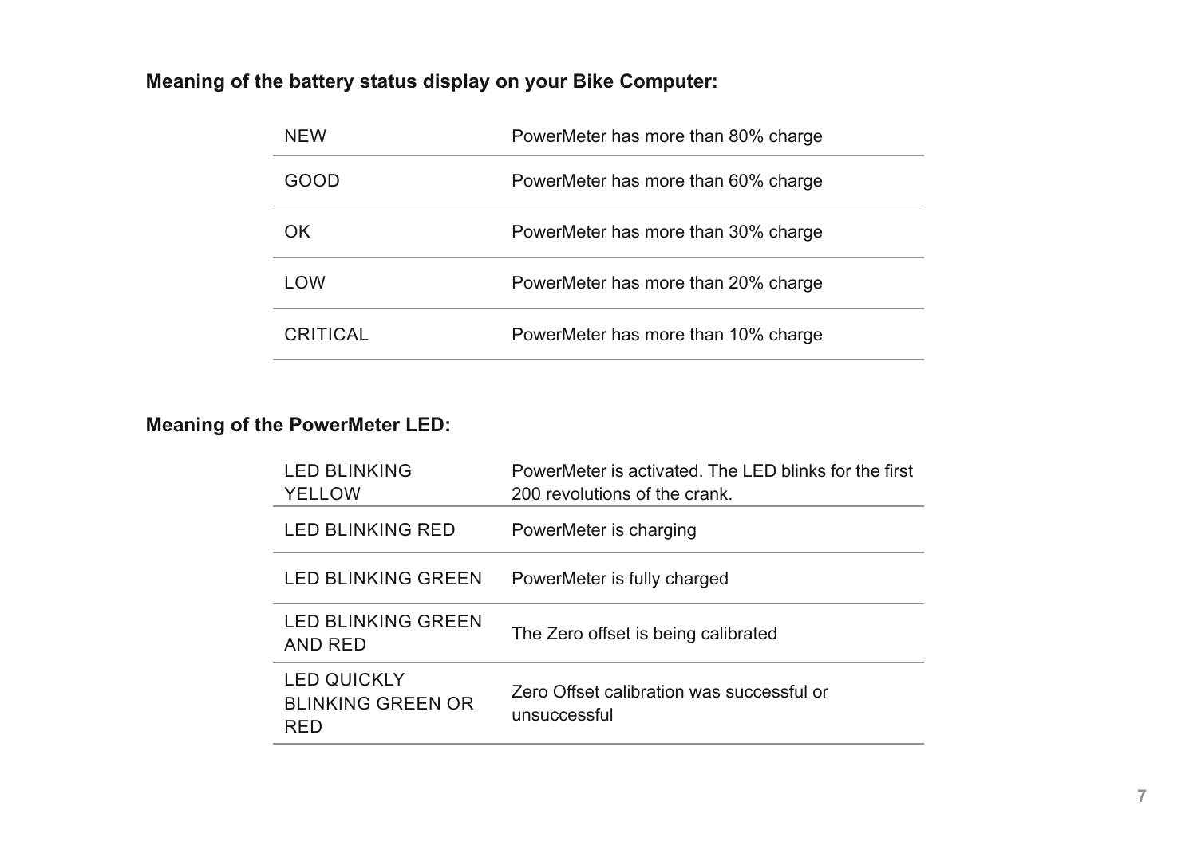**Meaning of the battery status display on your Bike Computer:**

| | |
|---|---|
| NEW | PowerMeter has more than 80% charge |
| GOOD | PowerMeter has more than 60% charge |
| OK | PowerMeter has more than 30% charge |
| LOW | PowerMeter has more than 20% charge |
| CRITICAL | PowerMeter has more than 10% charge |

**Meaning of the PowerMeter LED:**

| | |
|---|---|
| LED BLINKING YELLOW | PowerMeter is activated. The LED blinks for the first 200 revolutions of the crank. |
| LED BLINKING RED | PowerMeter is charging |
| LED BLINKING GREEN | PowerMeter is fully charged |
| LED BLINKING GREEN AND RED | The Zero offset is being calibrated |
| LED QUICKLY BLINKING GREEN OR RED | Zero Offset calibration was successful or unsuccessful |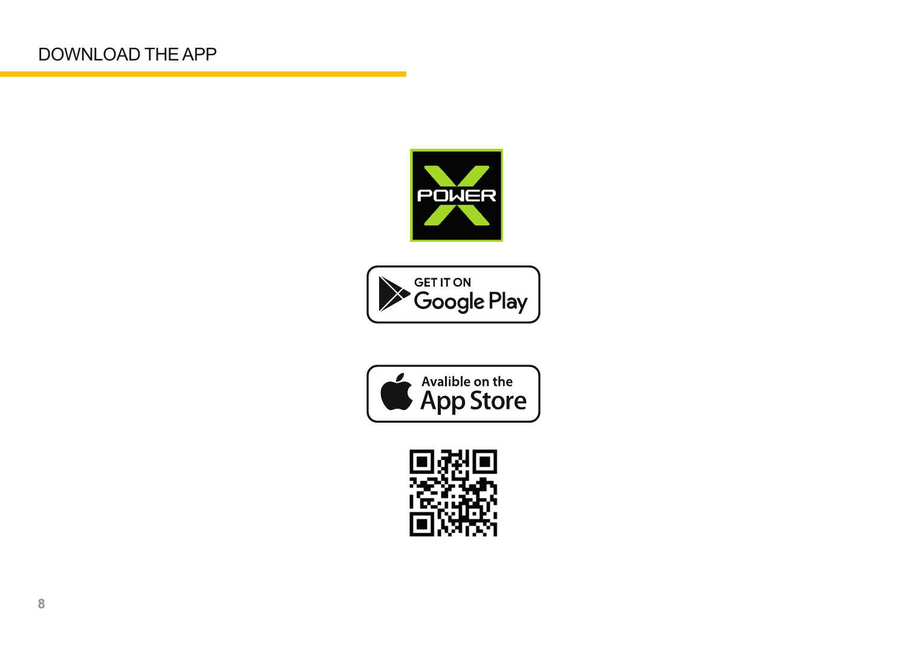# DOWNLOAD THE APP

POWER X

GET IT ON Google Play

Avalible on the App Store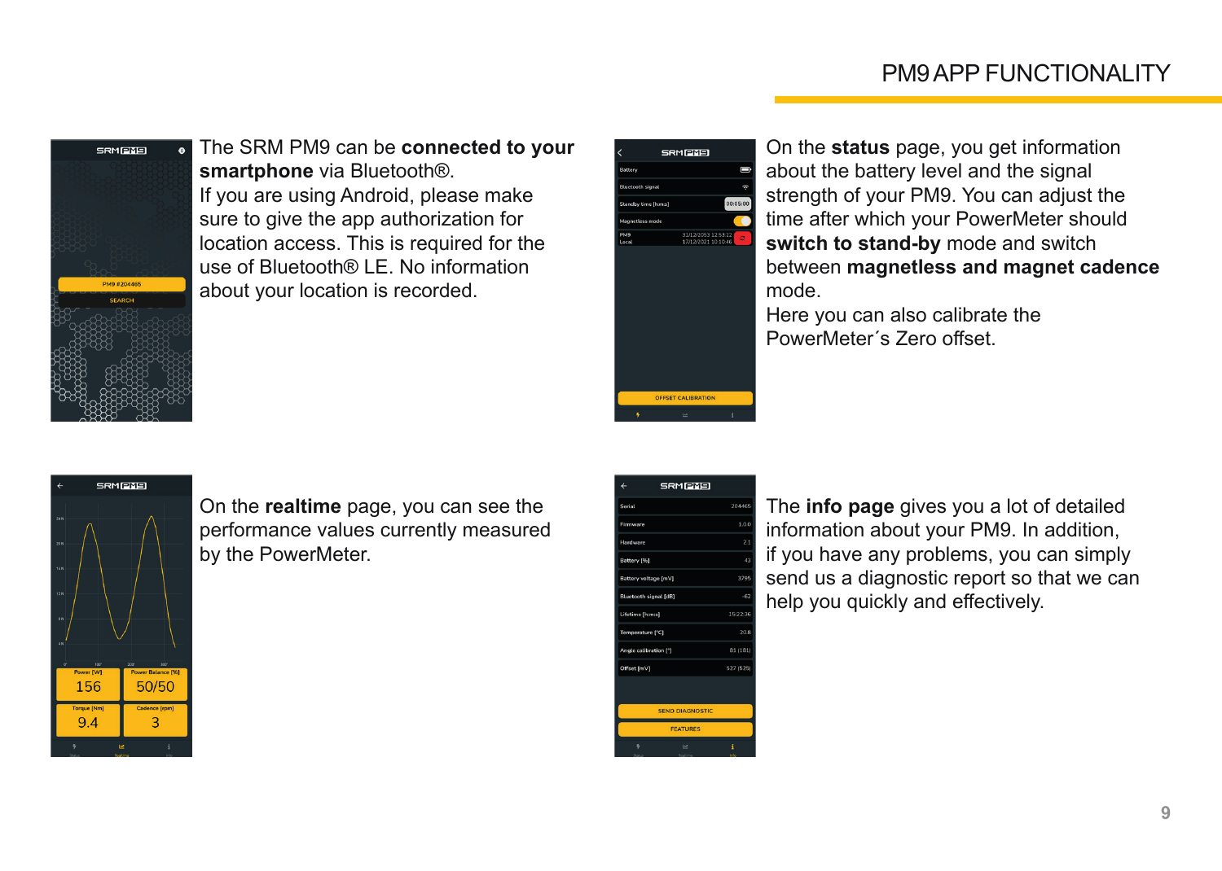# PM9 APP FUNCTIONALITY

The SRM PM9 can be **connected to your smartphone** via Bluetooth®.
If you are using Android, please make sure to give the app authorization for location access. This is required for the use of Bluetooth® LE. No information about your location is recorded.

On the **status** page, you get information about the battery level and the signal strength of your PM9. You can adjust the time after which your PowerMeter should **switch to stand-by** mode and switch between **magnetless and magnet cadence** mode.
Here you can also calibrate the PowerMeter´s Zero offset.

On the **realtime** page, you can see the performance values currently measured by the PowerMeter.

The **info page** gives you a lot of detailed information about your PM9. In addition, if you have any problems, you can simply send us a diagnostic report so that we can help you quickly and effectively.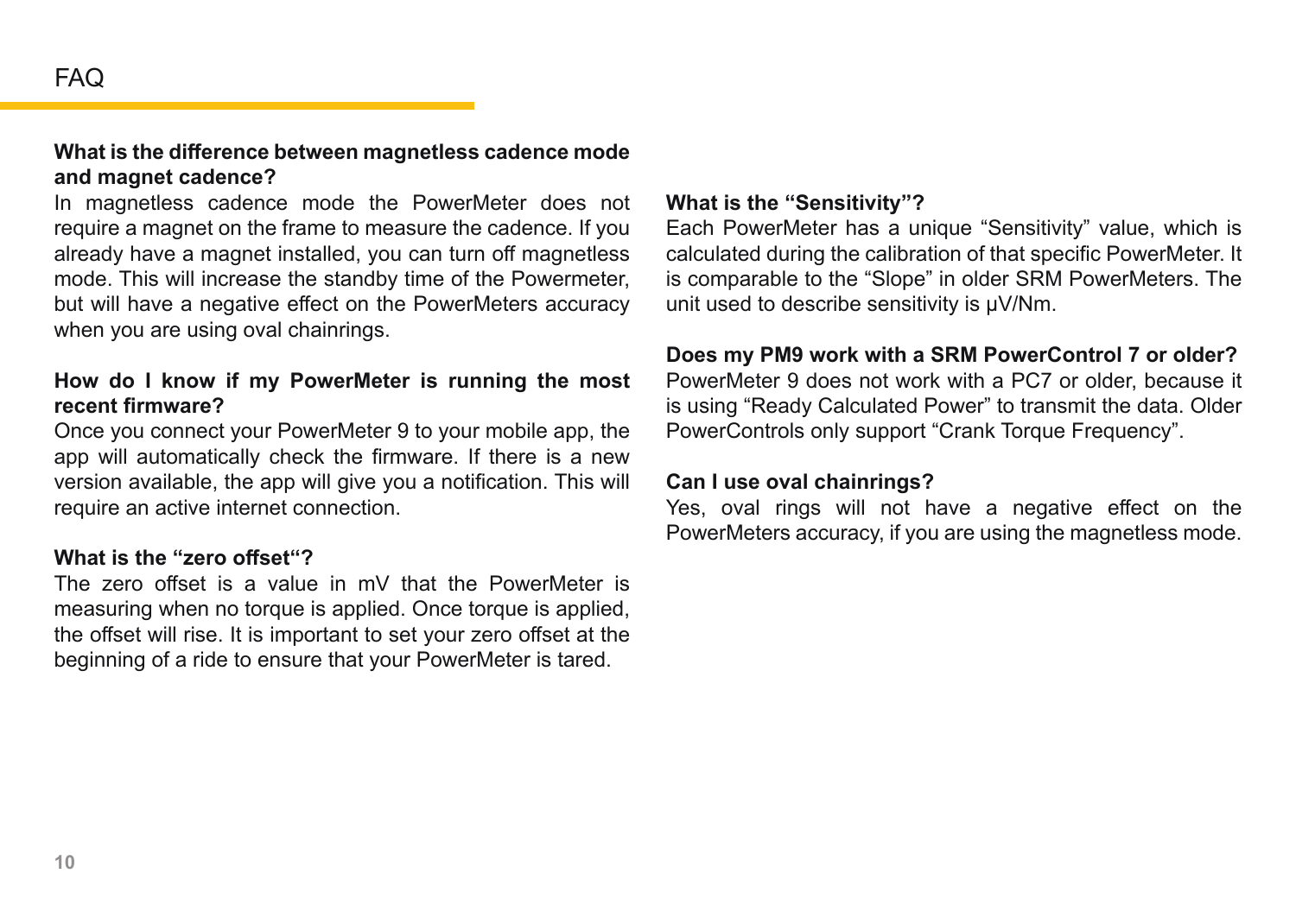# FAQ

**What is the difference between magnetless cadence mode and magnet cadence?**

In magnetless cadence mode the PowerMeter does not require a magnet on the frame to measure the cadence. If you already have a magnet installed, you can turn off magnetless mode. This will increase the standby time of the Powermeter, but will have a negative effect on the PowerMeters accuracy when you are using oval chainrings.

**How do I know if my PowerMeter is running the most recent firmware?**

Once you connect your PowerMeter 9 to your mobile app, the app will automatically check the firmware. If there is a new version available, the app will give you a notification. This will require an active internet connection.

**What is the “zero offset“?**

The zero offset is a value in mV that the PowerMeter is measuring when no torque is applied. Once torque is applied, the offset will rise. It is important to set your zero offset at the beginning of a ride to ensure that your PowerMeter is tared.

**What is the “Sensitivity”?**

Each PowerMeter has a unique “Sensitivity” value, which is calculated during the calibration of that specific PowerMeter. It is comparable to the “Slope” in older SRM PowerMeters. The unit used to describe sensitivity is µV/Nm.

**Does my PM9 work with a SRM PowerControl 7 or older?**

PowerMeter 9 does not work with a PC7 or older, because it is using “Ready Calculated Power” to transmit the data. Older PowerControls only support “Crank Torque Frequency”.

**Can I use oval chainrings?**

Yes, oval rings will not have a negative effect on the PowerMeters accuracy, if you are using the magnetless mode.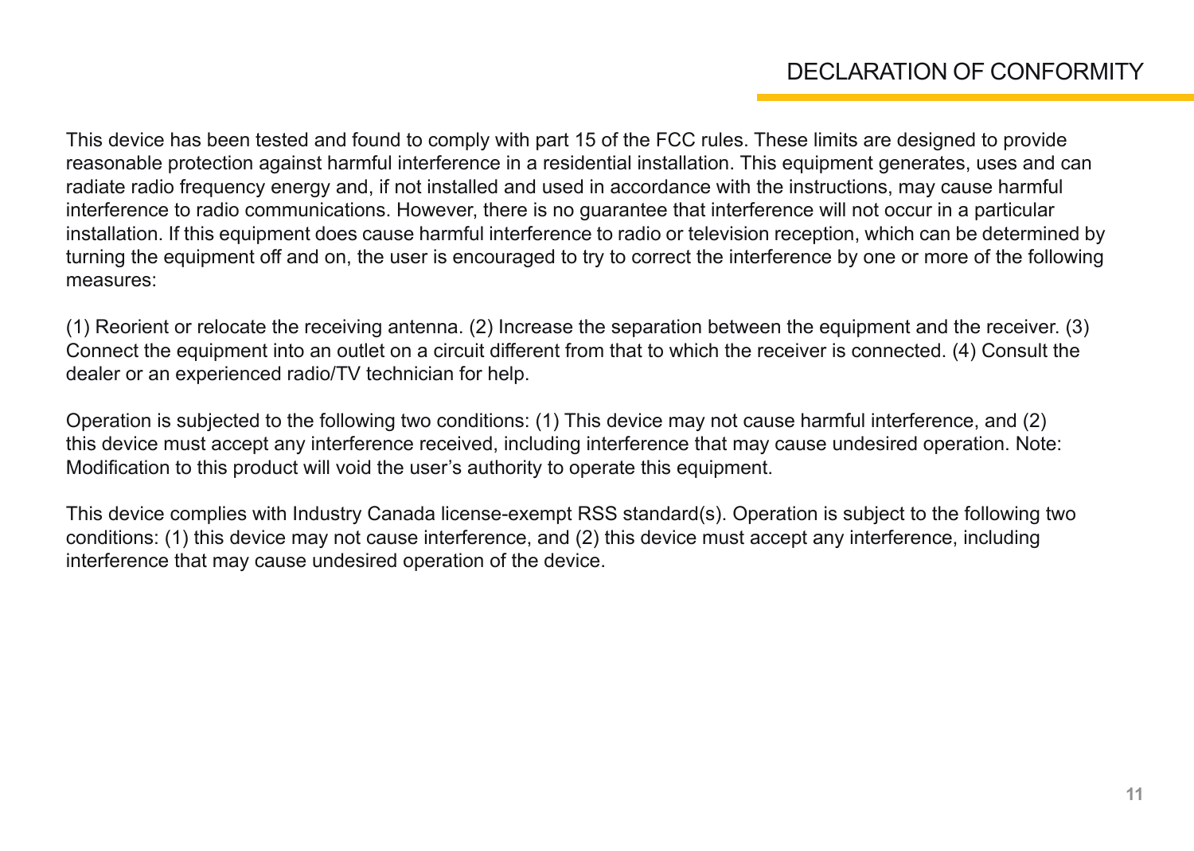# DECLARATION OF CONFORMITY

This device has been tested and found to comply with part 15 of the FCC rules. These limits are designed to provide reasonable protection against harmful interference in a residential installation. This equipment generates, uses and can radiate radio frequency energy and, if not installed and used in accordance with the instructions, may cause harmful interference to radio communications. However, there is no guarantee that interference will not occur in a particular installation. If this equipment does cause harmful interference to radio or television reception, which can be determined by turning the equipment off and on, the user is encouraged to try to correct the interference by one or more of the following measures:

(1) Reorient or relocate the receiving antenna. (2) Increase the separation between the equipment and the receiver. (3) Connect the equipment into an outlet on a circuit different from that to which the receiver is connected. (4) Consult the dealer or an experienced radio/TV technician for help.

Operation is subjected to the following two conditions: (1) This device may not cause harmful interference, and (2) this device must accept any interference received, including interference that may cause undesired operation. Note: Modification to this product will void the user's authority to operate this equipment.

This device complies with Industry Canada license-exempt RSS standard(s). Operation is subject to the following two conditions: (1) this device may not cause interference, and (2) this device must accept any interference, including interference that may cause undesired operation of the device.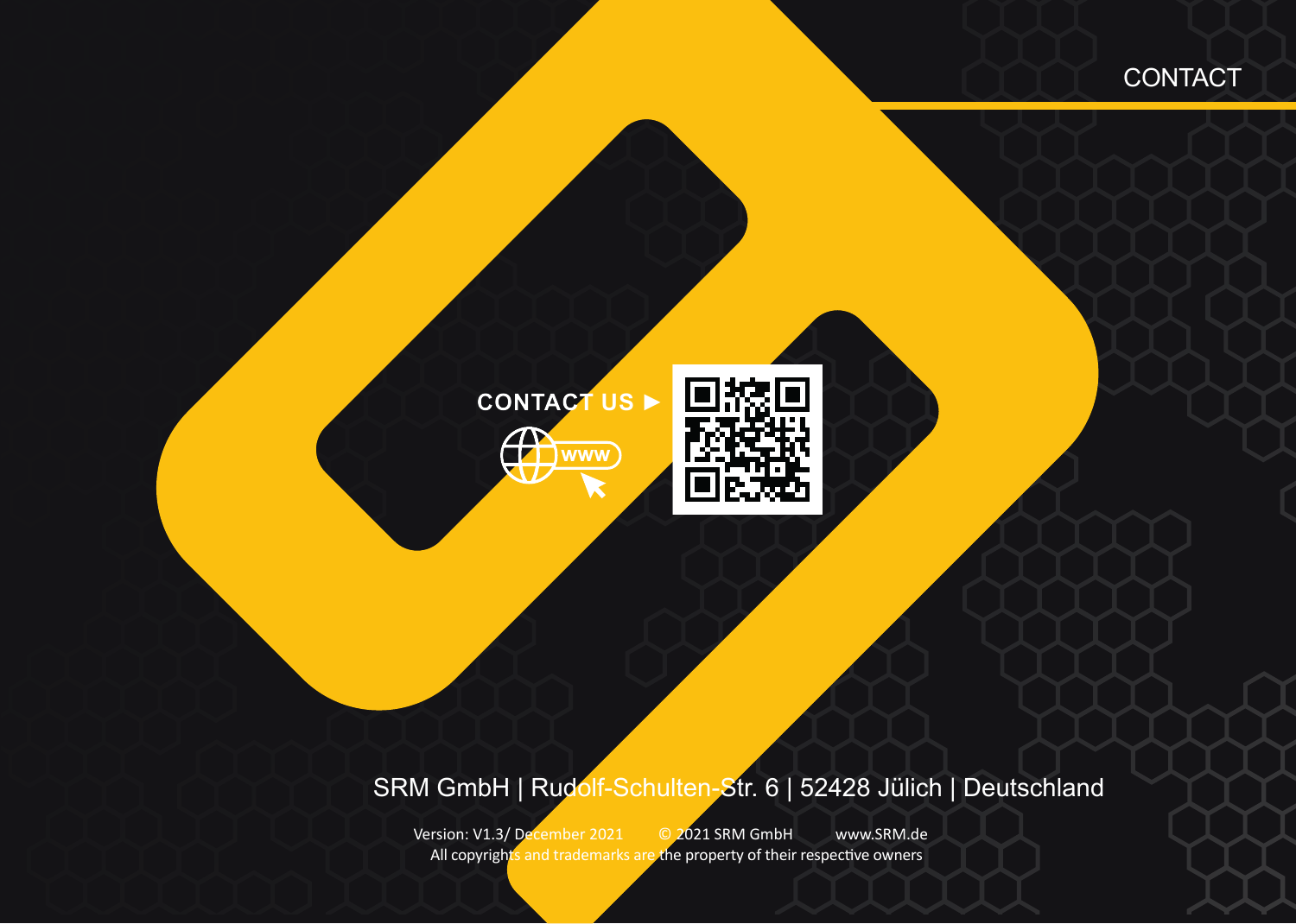# CONTACT

**CONTACT US ▶**

www

SRM GmbH | Rudolf-Schulten-Str. 6 | 52428 Jülich | Deutschland

Version: V1.3/ December 2021 © 2021 SRM GmbH www.SRM.de

All copyrights and trademarks are the property of their respective owners